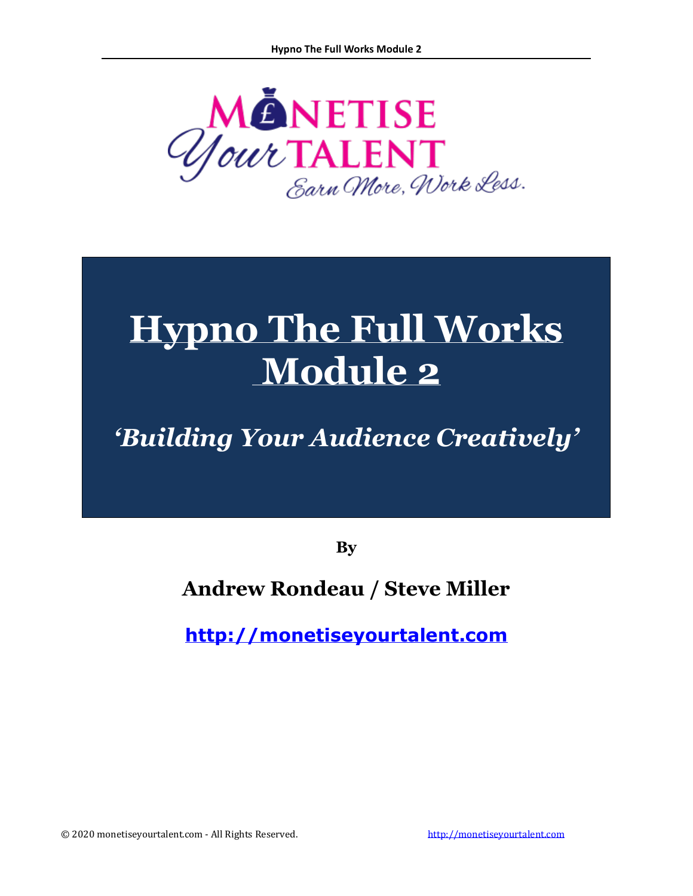MONETISE Your TALENT

*Earn More, Work Less.*

# Hypno The Full Works Module 2

## *'Building Your Audience Creatively'*

**By**

**Andrew Rondeau / Steve Miller**

**http://monetiseyourtalent.com**

© 2020 monetiseyourtalent.com - All Rights Reserved.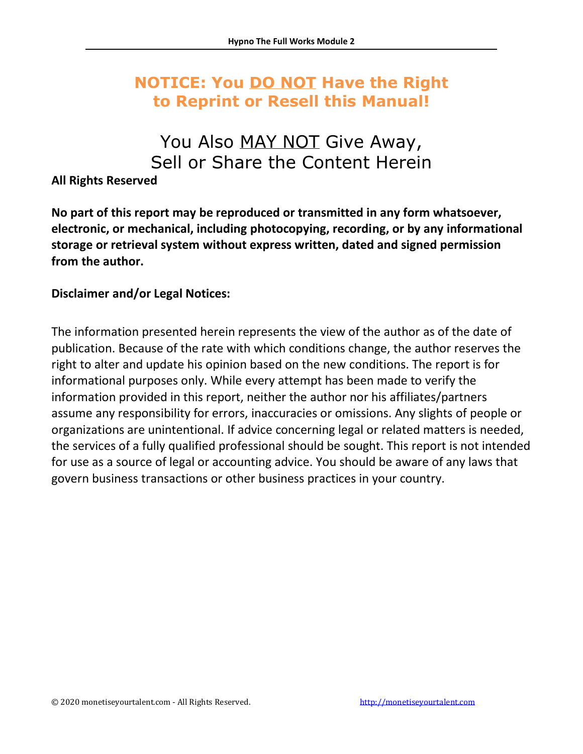# NOTICE: You <u>DO NOT</u> Have the Right to Reprint or Resell this Manual!

## You Also <u>MAY NOT</u> Give Away, Sell or Share the Content Herein

**All Rights Reserved**

**No part of this report may be reproduced or transmitted in any form whatsoever, electronic, or mechanical, including photocopying, recording, or by any informational storage or retrieval system without express written, dated and signed permission from the author.**

**Disclaimer and/or Legal Notices:**

The information presented herein represents the view of the author as of the date of publication. Because of the rate with which conditions change, the author reserves the right to alter and update his opinion based on the new conditions. The report is for informational purposes only. While every attempt has been made to verify the information provided in this report, neither the author nor his affiliates/partners assume any responsibility for errors, inaccuracies or omissions. Any slights of people or organizations are unintentional. If advice concerning legal or related matters is needed, the services of a fully qualified professional should be sought. This report is not intended for use as a source of legal or accounting advice. You should be aware of any laws that govern business transactions or other business practices in your country.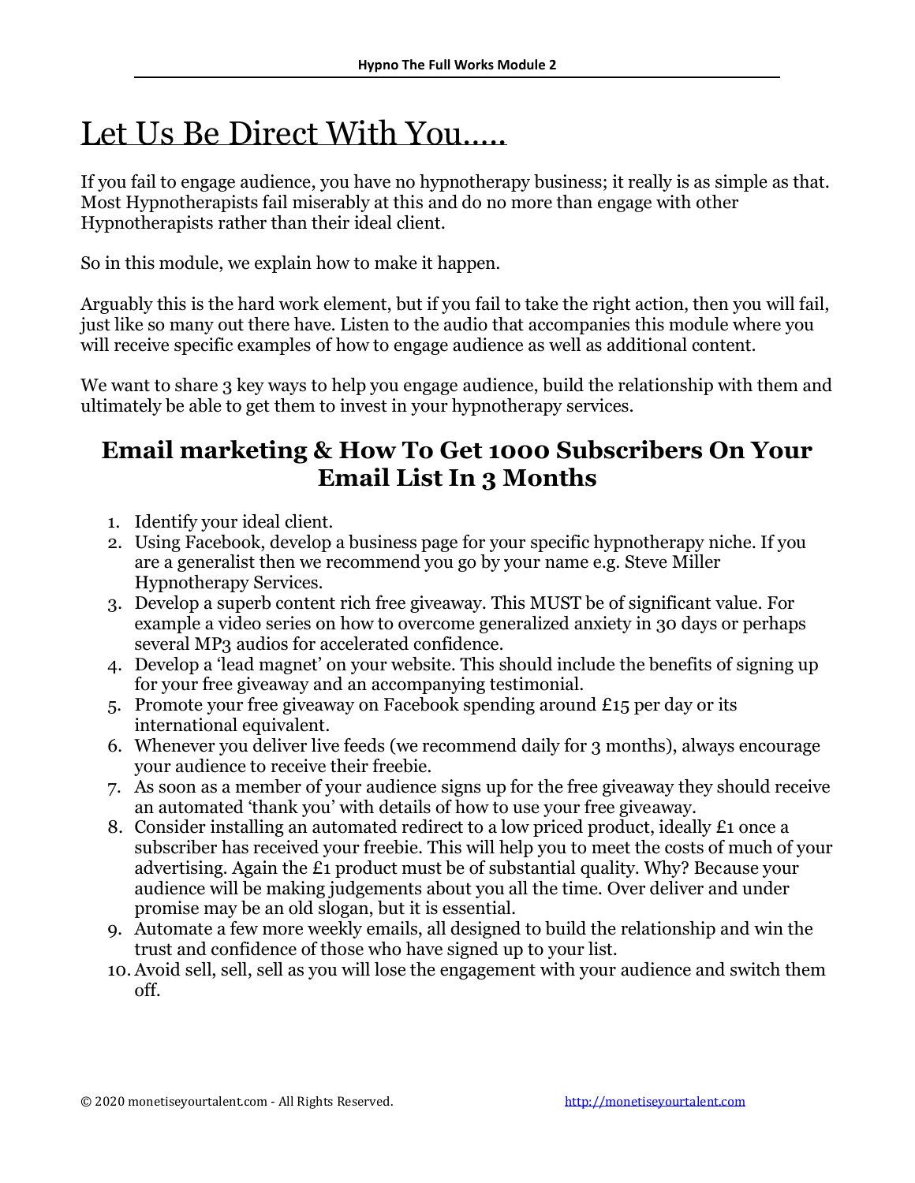# Let Us Be Direct With You…..

If you fail to engage audience, you have no hypnotherapy business; it really is as simple as that. Most Hypnotherapists fail miserably at this and do no more than engage with other Hypnotherapists rather than their ideal client.

So in this module, we explain how to make it happen.

Arguably this is the hard work element, but if you fail to take the right action, then you will fail, just like so many out there have. Listen to the audio that accompanies this module where you will receive specific examples of how to engage audience as well as additional content.

We want to share 3 key ways to help you engage audience, build the relationship with them and ultimately be able to get them to invest in your hypnotherapy services.

## Email marketing & How To Get 1000 Subscribers On Your Email List In 3 Months

1. Identify your ideal client.
2. Using Facebook, develop a business page for your specific hypnotherapy niche. If you are a generalist then we recommend you go by your name e.g. Steve Miller Hypnotherapy Services.
3. Develop a superb content rich free giveaway. This MUST be of significant value. For example a video series on how to overcome generalized anxiety in 30 days or perhaps several MP3 audios for accelerated confidence.
4. Develop a 'lead magnet' on your website. This should include the benefits of signing up for your free giveaway and an accompanying testimonial.
5. Promote your free giveaway on Facebook spending around £15 per day or its international equivalent.
6. Whenever you deliver live feeds (we recommend daily for 3 months), always encourage your audience to receive their freebie.
7. As soon as a member of your audience signs up for the free giveaway they should receive an automated 'thank you' with details of how to use your free giveaway.
8. Consider installing an automated redirect to a low priced product, ideally £1 once a subscriber has received your freebie. This will help you to meet the costs of much of your advertising. Again the £1 product must be of substantial quality. Why? Because your audience will be making judgements about you all the time. Over deliver and under promise may be an old slogan, but it is essential.
9. Automate a few more weekly emails, all designed to build the relationship and win the trust and confidence of those who have signed up to your list.
10. Avoid sell, sell, sell as you will lose the engagement with your audience and switch them off.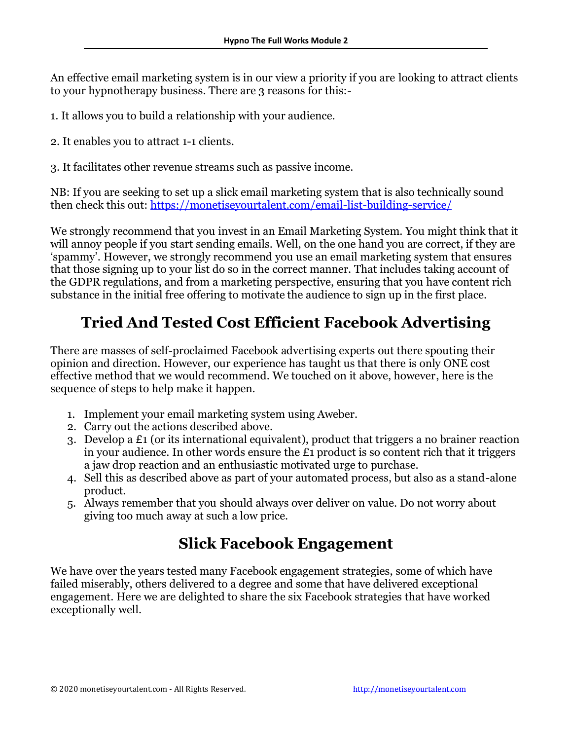An effective email marketing system is in our view a priority if you are looking to attract clients to your hypnotherapy business. There are 3 reasons for this:-

1. It allows you to build a relationship with your audience.

2. It enables you to attract 1-1 clients.

3. It facilitates other revenue streams such as passive income.

NB: If you are seeking to set up a slick email marketing system that is also technically sound then check this out: [https://monetiseyourtalent.com/email-list-building-service/](https://monetiseyourtalent.com/email-list-building-service/)

We strongly recommend that you invest in an Email Marketing System. You might think that it will annoy people if you start sending emails. Well, on the one hand you are correct, if they are 'spammy'. However, we strongly recommend you use an email marketing system that ensures that those signing up to your list do so in the correct manner. That includes taking account of the GDPR regulations, and from a marketing perspective, ensuring that you have content rich substance in the initial free offering to motivate the audience to sign up in the first place.

## Tried And Tested Cost Efficient Facebook Advertising

There are masses of self-proclaimed Facebook advertising experts out there spouting their opinion and direction. However, our experience has taught us that there is only ONE cost effective method that we would recommend. We touched on it above, however, here is the sequence of steps to help make it happen.

1. Implement your email marketing system using Aweber.
2. Carry out the actions described above.
3. Develop a £1 (or its international equivalent), product that triggers a no brainer reaction in your audience. In other words ensure the £1 product is so content rich that it triggers a jaw drop reaction and an enthusiastic motivated urge to purchase.
4. Sell this as described above as part of your automated process, but also as a stand-alone product.
5. Always remember that you should always over deliver on value. Do not worry about giving too much away at such a low price.

## Slick Facebook Engagement

We have over the years tested many Facebook engagement strategies, some of which have failed miserably, others delivered to a degree and some that have delivered exceptional engagement. Here we are delighted to share the six Facebook strategies that have worked exceptionally well.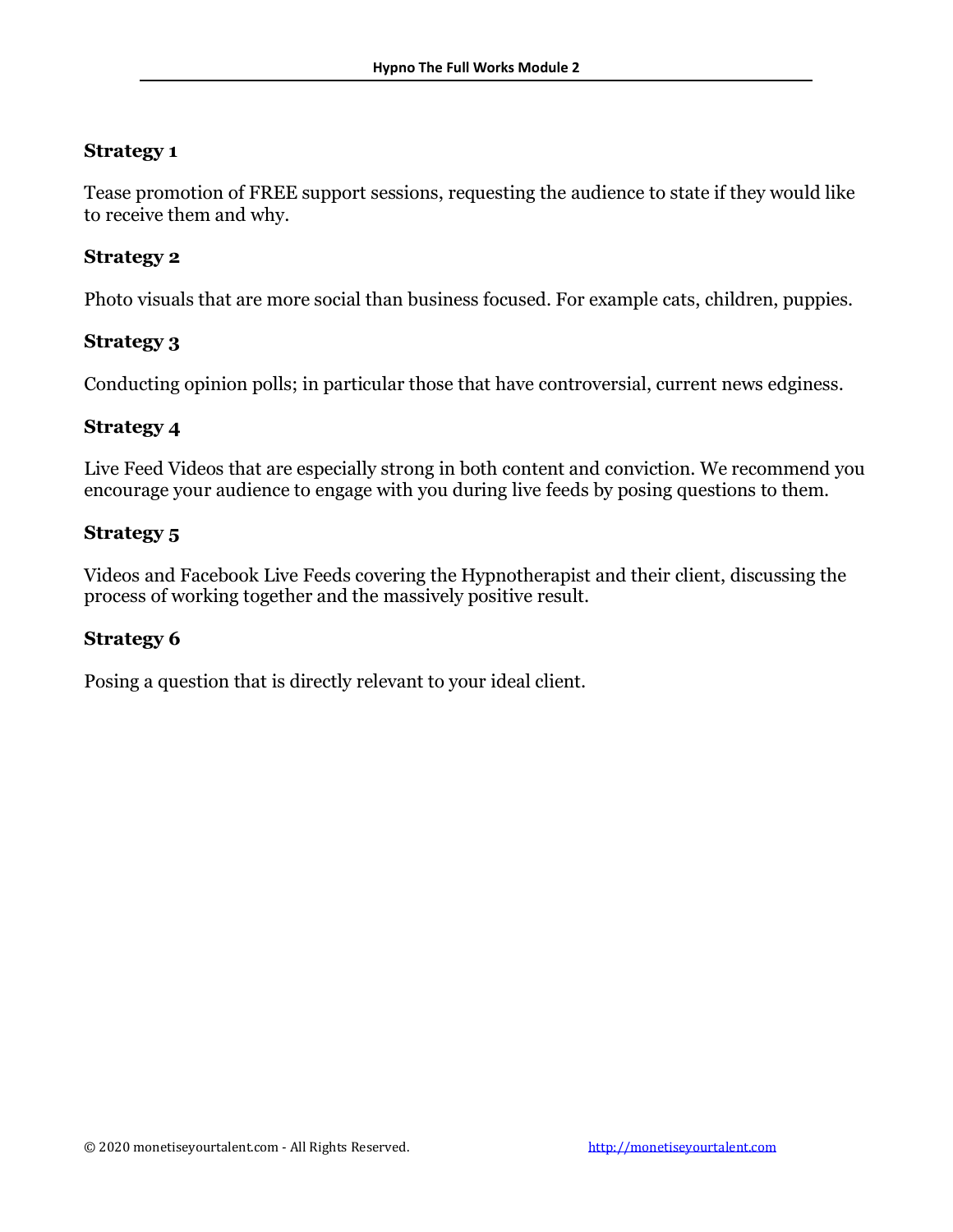**Strategy 1**

Tease promotion of FREE support sessions, requesting the audience to state if they would like to receive them and why.

**Strategy 2**

Photo visuals that are more social than business focused. For example cats, children, puppies.

**Strategy 3**

Conducting opinion polls; in particular those that have controversial, current news edginess.

**Strategy 4**

Live Feed Videos that are especially strong in both content and conviction. We recommend you encourage your audience to engage with you during live feeds by posing questions to them.

**Strategy 5**

Videos and Facebook Live Feeds covering the Hypnotherapist and their client, discussing the process of working together and the massively positive result.

**Strategy 6**

Posing a question that is directly relevant to your ideal client.